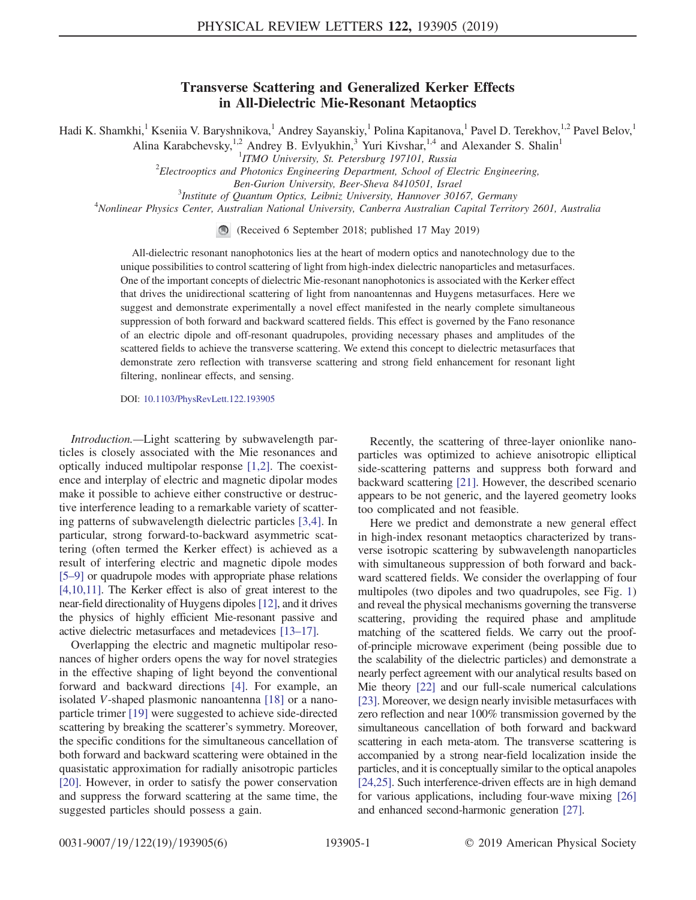# Transverse Scattering and Generalized Kerker Effects in All-Dielectric Mie-Resonant Metaoptics

Hadi K. Shamkhi,[1] Kseniia V. Baryshnikova,[1] Andrey Sayanskiy,[1] Polina Kapitanova,[1] Pavel D. Terekhov,[1,2] Pavel Belov,[1] Alina Karabchevsky,[1,2] Andrey B. Evlyukhin,[3] Yuri Kivshar,[1,4] and Alexander S. Shalin[1]

[1]ITMO University, St. Petersburg 197101, Russia
[2]Electrooptics and Photonics Engineering Department, School of Electric Engineering, Ben-Gurion University, Beer-Sheva 8410501, Israel
[3]Institute of Quantum Optics, Leibniz University, Hannover 30167, Germany
[4]Nonlinear Physics Center, Australian National University, Canberra Australian Capital Territory 2601, Australia

(Received 6 September 2018; published 17 May 2019)

All-dielectric resonant nanophotonics lies at the heart of modern optics and nanotechnology due to the unique possibilities to control scattering of light from high-index dielectric nanoparticles and metasurfaces. One of the important concepts of dielectric Mie-resonant nanophotonics is associated with the Kerker effect that drives the unidirectional scattering of light from nanoantennas and Huygens metasurfaces. Here we suggest and demonstrate experimentally a novel effect manifested in the nearly complete simultaneous suppression of both forward and backward scattered fields. This effect is governed by the Fano resonance of an electric dipole and off-resonant quadrupoles, providing necessary phases and amplitudes of the scattered fields to achieve the transverse scattering. We extend this concept to dielectric metasurfaces that demonstrate zero reflection with transverse scattering and strong field enhancement for resonant light filtering, nonlinear effects, and sensing.

DOI: 10.1103/PhysRevLett.122.193905

*Introduction.*—Light scattering by subwavelength particles is closely associated with the Mie resonances and optically induced multipolar response [1,2]. The coexistence and interplay of electric and magnetic dipolar modes make it possible to achieve either constructive or destructive interference leading to a remarkable variety of scattering patterns of subwavelength dielectric particles [3,4]. In particular, strong forward-to-backward asymmetric scattering (often termed the Kerker effect) is achieved as a result of interfering electric and magnetic dipole modes [5–9] or quadrupole modes with appropriate phase relations [4,10,11]. The Kerker effect is also of great interest to the near-field directionality of Huygens dipoles [12], and it drives the physics of highly efficient Mie-resonant passive and active dielectric metasurfaces and metadevices [13–17].

Overlapping the electric and magnetic multipolar resonances of higher orders opens the way for novel strategies in the effective shaping of light beyond the conventional forward and backward directions [4]. For example, an isolated *V*-shaped plasmonic nanoantenna [18] or a nanoparticle trimer [19] were suggested to achieve side-directed scattering by breaking the scatterer's symmetry. Moreover, the specific conditions for the simultaneous cancellation of both forward and backward scattering were obtained in the quasistatic approximation for radially anisotropic particles [20]. However, in order to satisfy the power conservation and suppress the forward scattering at the same time, the suggested particles should possess a gain.

Recently, the scattering of three-layer onionlike nanoparticles was optimized to achieve anisotropic elliptical side-scattering patterns and suppress both forward and backward scattering [21]. However, the described scenario appears to be not generic, and the layered geometry looks too complicated and not feasible.

Here we predict and demonstrate a new general effect in high-index resonant metaoptics characterized by transverse isotropic scattering by subwavelength nanoparticles with simultaneous suppression of both forward and backward scattered fields. We consider the overlapping of four multipoles (two dipoles and two quadrupoles, see Fig. 1) and reveal the physical mechanisms governing the transverse scattering, providing the required phase and amplitude matching of the scattered fields. We carry out the proof-of-principle microwave experiment (being possible due to the scalability of the dielectric particles) and demonstrate a nearly perfect agreement with our analytical results based on Mie theory [22] and our full-scale numerical calculations [23]. Moreover, we design nearly invisible metasurfaces with zero reflection and near 100% transmission governed by the simultaneous cancellation of both forward and backward scattering in each meta-atom. The transverse scattering is accompanied by a strong near-field localization inside the particles, and it is conceptually similar to the optical anapoles [24,25]. Such interference-driven effects are in high demand for various applications, including four-wave mixing [26] and enhanced second-harmonic generation [27].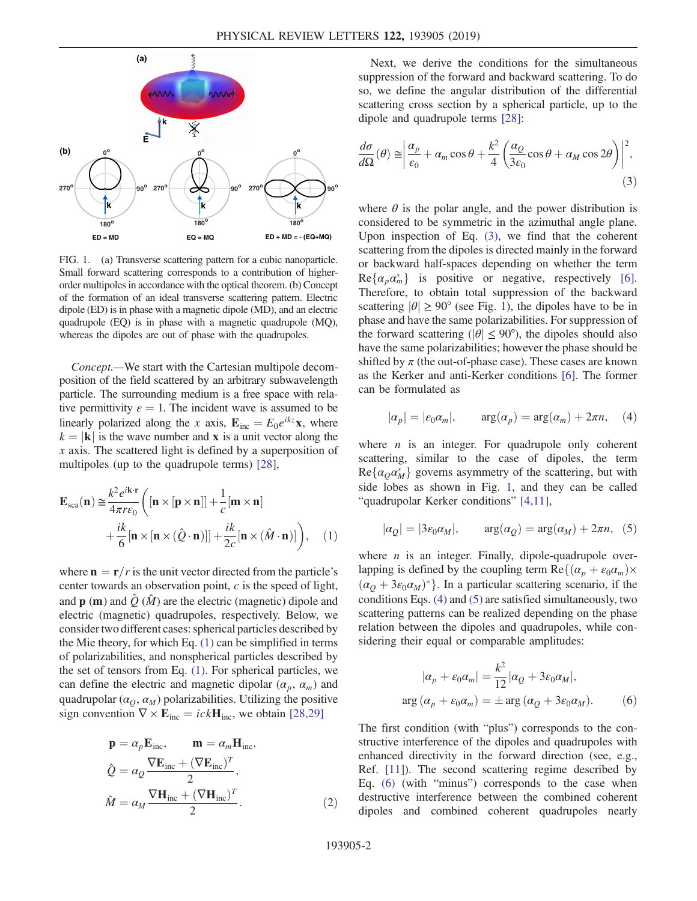FIG. 1. (a) Transverse scattering pattern for a cubic nanoparticle. Small forward scattering corresponds to a contribution of higher-order multipoles in accordance with the optical theorem. (b) Concept of the formation of an ideal transverse scattering pattern. Electric dipole (ED) is in phase with a magnetic dipole (MD), and an electric quadrupole (EQ) is in phase with a magnetic quadrupole (MQ), whereas the dipoles are out of phase with the quadrupoles.

*Concept.*—We start with the Cartesian multipole decomposition of the field scattered by an arbitrary subwavelength particle. The surrounding medium is a free space with relative permittivity $\varepsilon = 1$. The incident wave is assumed to be linearly polarized along the $x$ axis, $\mathbf{E}_{\mathrm{inc}} = E_0 e^{ikz}\mathbf{x}$, where $k = |\mathbf{k}|$ is the wave number and $\mathbf{x}$ is a unit vector along the $x$ axis. The scattered light is defined by a superposition of multipoles (up to the quadrupole terms) [28],

$$\mathbf{E}_{\mathrm{sca}}(\mathbf{n}) \cong \frac{k^2 e^{i\mathbf{k}\cdot\mathbf{r}}}{4\pi r \varepsilon_0}\left([\mathbf{n}\times[\mathbf{p}\times\mathbf{n}]] + \frac{1}{c}[\mathbf{m}\times\mathbf{n}] + \frac{ik}{6}[\mathbf{n}\times[\mathbf{n}\times(\hat{Q}\cdot\mathbf{n})]] + \frac{ik}{2c}[\mathbf{n}\times(\hat{M}\cdot\mathbf{n})]\right), \quad (1)$$

where $\mathbf{n} = \mathbf{r}/r$ is the unit vector directed from the particle's center towards an observation point, $c$ is the speed of light, and $\mathbf{p}$ ($\mathbf{m}$) and $\hat{Q}$ ($\hat{M}$) are the electric (magnetic) dipole and electric (magnetic) quadrupoles, respectively. Below, we consider two different cases: spherical particles described by the Mie theory, for which Eq. (1) can be simplified in terms of polarizabilities, and nonspherical particles described by the set of tensors from Eq. (1). For spherical particles, we can define the electric and magnetic dipolar ($\alpha_p$, $\alpha_m$) and quadrupolar ($\alpha_Q$, $\alpha_M$) polarizabilities. Utilizing the positive sign convention $\nabla\times\mathbf{E}_{\mathrm{inc}} = ick\mathbf{H}_{\mathrm{inc}}$, we obtain [28,29]

$$\mathbf{p} = \alpha_p \mathbf{E}_{\mathrm{inc}}, \qquad \mathbf{m} = \alpha_m \mathbf{H}_{\mathrm{inc}},$$
$$\hat{Q} = \alpha_Q \frac{\nabla\mathbf{E}_{\mathrm{inc}} + (\nabla\mathbf{E}_{\mathrm{inc}})^T}{2},$$
$$\hat{M} = \alpha_M \frac{\nabla\mathbf{H}_{\mathrm{inc}} + (\nabla\mathbf{H}_{\mathrm{inc}})^T}{2}. \quad (2)$$

Next, we derive the conditions for the simultaneous suppression of the forward and backward scattering. To do so, we define the angular distribution of the differential scattering cross section by a spherical particle, up to the dipole and quadrupole terms [28]:

$$\frac{d\sigma}{d\Omega}(\theta) \cong \left|\frac{\alpha_p}{\varepsilon_0} + \alpha_m\cos\theta + \frac{k^2}{4}\left(\frac{\alpha_Q}{3\varepsilon_0}\cos\theta + \alpha_M\cos 2\theta\right)\right|^2, \quad (3)$$

where $\theta$ is the polar angle, and the power distribution is considered to be symmetric in the azimuthal angle plane. Upon inspection of Eq. (3), we find that the coherent scattering from the dipoles is directed mainly in the forward or backward half-spaces depending on whether the term $\mathrm{Re}\{\alpha_p\alpha_m^*\}$ is positive or negative, respectively [6]. Therefore, to obtain total suppression of the backward scattering $|\theta| \geq 90°$ (see Fig. 1), the dipoles have to be in phase and have the same polarizabilities. For suppression of the forward scattering ($|\theta| \leq 90°$), the dipoles should also have the same polarizabilities; however the phase should be shifted by $\pi$ (the out-of-phase case). These cases are known as the Kerker and anti-Kerker conditions [6]. The former can be formulated as

$$|\alpha_p| = |\varepsilon_0\alpha_m|, \qquad \arg(\alpha_p) = \arg(\alpha_m) + 2\pi n, \quad (4)$$

where $n$ is an integer. For quadrupole only coherent scattering, similar to the case of dipoles, the term $\mathrm{Re}\{\alpha_Q\alpha_M^*\}$ governs asymmetry of the scattering, but with side lobes as shown in Fig. 1, and they can be called "quadrupolar Kerker conditions" [4,11],

$$|\alpha_Q| = |3\varepsilon_0\alpha_M|, \qquad \arg(\alpha_Q) = \arg(\alpha_M) + 2\pi n, \quad (5)$$

where $n$ is an integer. Finally, dipole-quadrupole overlapping is defined by the coupling term $\mathrm{Re}\{(\alpha_p + \varepsilon_0\alpha_m)\times(\alpha_Q + 3\varepsilon_0\alpha_M)^*\}$. In a particular scattering scenario, if the conditions Eqs. (4) and (5) are satisfied simultaneously, two scattering patterns can be realized depending on the phase relation between the dipoles and quadrupoles, while considering their equal or comparable amplitudes:

$$|\alpha_p + \varepsilon_0\alpha_m| = \frac{k^2}{12}|\alpha_Q + 3\varepsilon_0\alpha_M|,$$
$$\arg(\alpha_p + \varepsilon_0\alpha_m) = \pm\arg(\alpha_Q + 3\varepsilon_0\alpha_M). \quad (6)$$

The first condition (with "plus") corresponds to the constructive interference of the dipoles and quadrupoles with enhanced directivity in the forward direction (see, e.g., Ref. [11]). The second scattering regime described by Eq. (6) (with "minus") corresponds to the case when destructive interference between the combined coherent dipoles and combined coherent quadrupoles nearly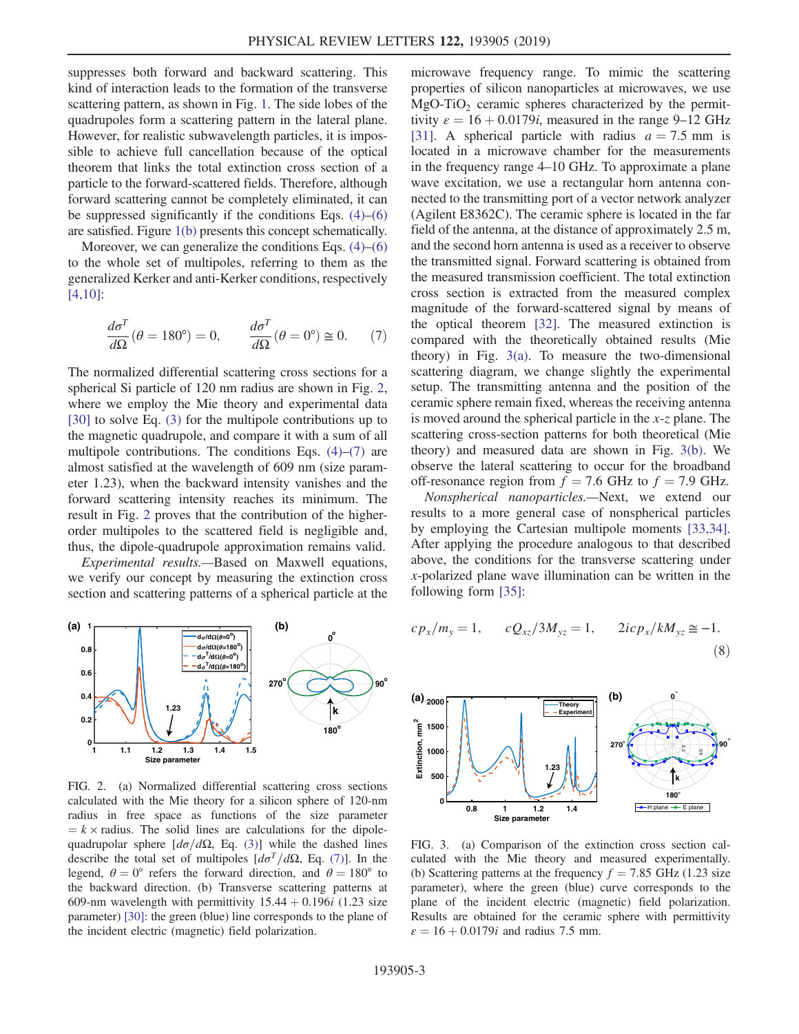suppresses both forward and backward scattering. This kind of interaction leads to the formation of the transverse scattering pattern, as shown in Fig. 1. The side lobes of the quadrupoles form a scattering pattern in the lateral plane. However, for realistic subwavelength particles, it is impossible to achieve full cancellation because of the optical theorem that links the total extinction cross section of a particle to the forward-scattered fields. Therefore, although forward scattering cannot be completely eliminated, it can be suppressed significantly if the conditions Eqs. (4)–(6) are satisfied. Figure 1(b) presents this concept schematically.

Moreover, we can generalize the conditions Eqs. (4)–(6) to the whole set of multipoles, referring to them as the generalized Kerker and anti-Kerker conditions, respectively [4,10]:

$$\frac{d\sigma^T}{d\Omega}(\theta = 180^\circ) = 0, \qquad \frac{d\sigma^T}{d\Omega}(\theta = 0^\circ) \cong 0. \tag{7}$$

The normalized differential scattering cross sections for a spherical Si particle of 120 nm radius are shown in Fig. 2, where we employ the Mie theory and experimental data [30] to solve Eq. (3) for the multipole contributions up to the magnetic quadrupole, and compare it with a sum of all multipole contributions. The conditions Eqs. (4)–(7) are almost satisfied at the wavelength of 609 nm (size parameter 1.23), when the backward intensity vanishes and the forward scattering intensity reaches its minimum. The result in Fig. 2 proves that the contribution of the higher-order multipoles to the scattered field is negligible and, thus, the dipole-quadrupole approximation remains valid.

*Experimental results.*—Based on Maxwell equations, we verify our concept by measuring the extinction cross section and scattering patterns of a spherical particle at the microwave frequency range. To mimic the scattering properties of silicon nanoparticles at microwaves, we use MgO-$TiO_2$ ceramic spheres characterized by the permittivity $\varepsilon = 16 + 0.0179i$, measured in the range 9–12 GHz [31]. A spherical particle with radius $a = 7.5$ mm is located in a microwave chamber for the measurements in the frequency range 4–10 GHz. To approximate a plane wave excitation, we use a rectangular horn antenna connected to the transmitting port of a vector network analyzer (Agilent E8362C). The ceramic sphere is located in the far field of the antenna, at the distance of approximately 2.5 m, and the second horn antenna is used as a receiver to observe the transmitted signal. Forward scattering is obtained from the measured transmission coefficient. The total extinction cross section is extracted from the measured complex magnitude of the forward-scattered signal by means of the optical theorem [32]. The measured extinction is compared with the theoretically obtained results (Mie theory) in Fig. 3(a). To measure the two-dimensional scattering diagram, we change slightly the experimental setup. The transmitting antenna and the position of the ceramic sphere remain fixed, whereas the receiving antenna is moved around the spherical particle in the $x$-$z$ plane. The scattering cross-section patterns for both theoretical (Mie theory) and measured data are shown in Fig. 3(b). We observe the lateral scattering to occur for the broadband off-resonance region from $f = 7.6$ GHz to $f = 7.9$ GHz.

FIG. 2. (a) Normalized differential scattering cross sections calculated with the Mie theory for a silicon sphere of 120-nm radius in free space as functions of the size parameter $= k \times$ radius. The solid lines are calculations for the dipole-quadrupolar sphere [$d\sigma/d\Omega$, Eq. (3)] while the dashed lines describe the total set of multipoles [$d\sigma^T/d\Omega$, Eq. (7)]. In the legend, $\theta = 0^\circ$ refers the forward direction, and $\theta = 180^\circ$ to the backward direction. (b) Transverse scattering patterns at 609-nm wavelength with permittivity $15.44 + 0.196i$ (1.23 size parameter) [30]: the green (blue) line corresponds to the plane of the incident electric (magnetic) field polarization.

*Nonspherical nanoparticles.*—Next, we extend our results to a more general case of nonspherical particles by employing the Cartesian multipole moments [33,34]. After applying the procedure analogous to that described above, the conditions for the transverse scattering under $x$-polarized plane wave illumination can be written in the following form [35]:

$$cp_x/m_y = 1, \qquad cQ_{xz}/3M_{yz} = 1, \qquad 2icp_x/kM_{yz} \cong -1. \tag{8}$$

FIG. 3. (a) Comparison of the extinction cross section calculated with the Mie theory and measured experimentally. (b) Scattering patterns at the frequency $f = 7.85$ GHz (1.23 size parameter), where the green (blue) curve corresponds to the plane of the incident electric (magnetic) field polarization. Results are obtained for the ceramic sphere with permittivity $\varepsilon = 16 + 0.0179i$ and radius 7.5 mm.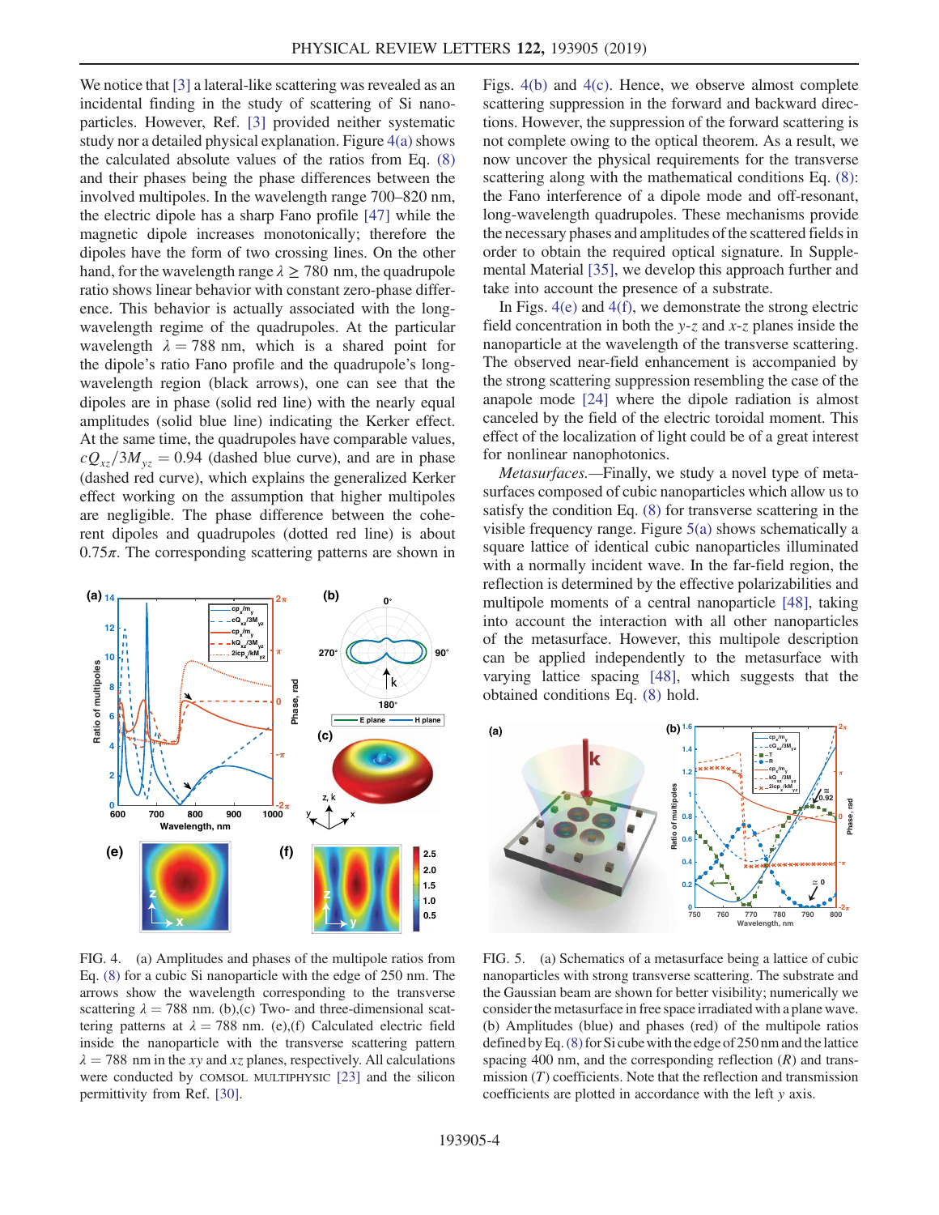We notice that [3] a lateral-like scattering was revealed as an incidental finding in the study of scattering of Si nanoparticles. However, Ref. [3] provided neither systematic study nor a detailed physical explanation. Figure 4(a) shows the calculated absolute values of the ratios from Eq. (8) and their phases being the phase differences between the involved multipoles. In the wavelength range 700–820 nm, the electric dipole has a sharp Fano profile [47] while the magnetic dipole increases monotonically; therefore the dipoles have the form of two crossing lines. On the other hand, for the wavelength range $\lambda \geq 780$ nm, the quadrupole ratio shows linear behavior with constant zero-phase difference. This behavior is actually associated with the long-wavelength regime of the quadrupoles. At the particular wavelength $\lambda = 788$ nm, which is a shared point for the dipole's ratio Fano profile and the quadrupole's long-wavelength region (black arrows), one can see that the dipoles are in phase (solid red line) with the nearly equal amplitudes (solid blue line) indicating the Kerker effect. At the same time, the quadrupoles have comparable values, $cQ_{xz}/3M_{yz} = 0.94$ (dashed blue curve), and are in phase (dashed red curve), which explains the generalized Kerker effect working on the assumption that higher multipoles are negligible. The phase difference between the coherent dipoles and quadrupoles (dotted red line) is about $0.75\pi$. The corresponding scattering patterns are shown in Figs. 4(b) and 4(c). Hence, we observe almost complete scattering suppression in the forward and backward directions. However, the suppression of the forward scattering is not complete owing to the optical theorem. As a result, we now uncover the physical requirements for the transverse scattering along with the mathematical conditions Eq. (8): the Fano interference of a dipole mode and off-resonant, long-wavelength quadrupoles. These mechanisms provide the necessary phases and amplitudes of the scattered fields in order to obtain the required optical signature. In Supplemental Material [35], we develop this approach further and take into account the presence of a substrate.

In Figs. 4(e) and 4(f), we demonstrate the strong electric field concentration in both the $y$-$z$ and $x$-$z$ planes inside the nanoparticle at the wavelength of the transverse scattering. The observed near-field enhancement is accompanied by the strong scattering suppression resembling the case of the anapole mode [24] where the dipole radiation is almost canceled by the field of the electric toroidal moment. This effect of the localization of light could be of a great interest for nonlinear nanophotonics.

FIG. 4. (a) Amplitudes and phases of the multipole ratios from Eq. (8) for a cubic Si nanoparticle with the edge of 250 nm. The arrows show the wavelength corresponding to the transverse scattering $\lambda = 788$ nm. (b),(c) Two- and three-dimensional scattering patterns at $\lambda = 788$ nm. (e),(f) Calculated electric field inside the nanoparticle with the transverse scattering pattern $\lambda = 788$ nm in the $xy$ and $xz$ planes, respectively. All calculations were conducted by COMSOL MULTIPHYSIC [23] and the silicon permittivity from Ref. [30].

*Metasurfaces.*—Finally, we study a novel type of metasurfaces composed of cubic nanoparticles which allow us to satisfy the condition Eq. (8) for transverse scattering in the visible frequency range. Figure 5(a) shows schematically a square lattice of identical cubic nanoparticles illuminated with a normally incident wave. In the far-field region, the reflection is determined by the effective polarizabilities and multipole moments of a central nanoparticle [48], taking into account the interaction with all other nanoparticles of the metasurface. However, this multipole description can be applied independently to the metasurface with varying lattice spacing [48], which suggests that the obtained conditions Eq. (8) hold.

FIG. 5. (a) Schematics of a metasurface being a lattice of cubic nanoparticles with strong transverse scattering. The substrate and the Gaussian beam are shown for better visibility; numerically we consider the metasurface in free space irradiated with a plane wave. (b) Amplitudes (blue) and phases (red) of the multipole ratios defined by Eq. (8) for Si cube with the edge of 250 nm and the lattice spacing 400 nm, and the corresponding reflection ($R$) and transmission ($T$) coefficients. Note that the reflection and transmission coefficients are plotted in accordance with the left $y$ axis.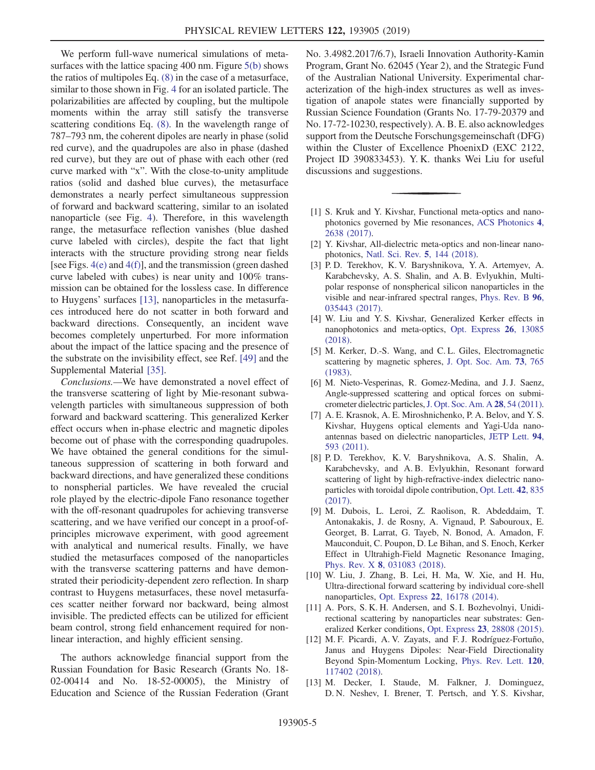We perform full-wave numerical simulations of metasurfaces with the lattice spacing 400 nm. Figure 5(b) shows the ratios of multipoles Eq. (8) in the case of a metasurface, similar to those shown in Fig. 4 for an isolated particle. The polarizabilities are affected by coupling, but the multipole moments within the array still satisfy the transverse scattering conditions Eq. (8). In the wavelength range of 787–793 nm, the coherent dipoles are nearly in phase (solid red curve), and the quadrupoles are also in phase (dashed red curve), but they are out of phase with each other (red curve marked with "x". With the close-to-unity amplitude ratios (solid and dashed blue curves), the metasurface demonstrates a nearly perfect simultaneous suppression of forward and backward scattering, similar to an isolated nanoparticle (see Fig. 4). Therefore, in this wavelength range, the metasurface reflection vanishes (blue dashed curve labeled with circles), despite the fact that light interacts with the structure providing strong near fields [see Figs. 4(e) and 4(f)], and the transmission (green dashed curve labeled with cubes) is near unity and 100% transmission can be obtained for the lossless case. In difference to Huygens' surfaces [13], nanoparticles in the metasurfaces introduced here do not scatter in both forward and backward directions. Consequently, an incident wave becomes completely unperturbed. For more information about the impact of the lattice spacing and the presence of the substrate on the invisibility effect, see Ref. [49] and the Supplemental Material [35].

*Conclusions.*—We have demonstrated a novel effect of the transverse scattering of light by Mie-resonant subwavelength particles with simultaneous suppression of both forward and backward scattering. This generalized Kerker effect occurs when in-phase electric and magnetic dipoles become out of phase with the corresponding quadrupoles. We have obtained the general conditions for the simultaneous suppression of scattering in both forward and backward directions, and have generalized these conditions to nonspherical particles. We have revealed the crucial role played by the electric-dipole Fano resonance together with the off-resonant quadrupoles for achieving transverse scattering, and we have verified our concept in a proof-of-principles microwave experiment, with good agreement with analytical and numerical results. Finally, we have studied the metasurfaces composed of the nanoparticles with the transverse scattering patterns and have demonstrated their periodicity-dependent zero reflection. In sharp contrast to Huygens metasurfaces, these novel metasurfaces scatter neither forward nor backward, being almost invisible. The predicted effects can be utilized for efficient beam control, strong field enhancement required for nonlinear interaction, and highly efficient sensing.

The authors acknowledge financial support from the Russian Foundation for Basic Research (Grants No. 18-02-00414 and No. 18-52-00005), the Ministry of Education and Science of the Russian Federation (Grant No. 3.4982.2017/6.7), Israeli Innovation Authority-Kamin Program, Grant No. 62045 (Year 2), and the Strategic Fund of the Australian National University. Experimental characterization of the high-index structures as well as investigation of anapole states were financially supported by Russian Science Foundation (Grants No. 17-79-20379 and No. 17-72-10230, respectively). A. B. E. also acknowledges support from the Deutsche Forschungsgemeinschaft (DFG) within the Cluster of Excellence PhoenixD (EXC 2122, Project ID 390833453). Y. K. thanks Wei Liu for useful discussions and suggestions.

---

[1] S. Kruk and Y. Kivshar, Functional meta-optics and nanophotonics governed by Mie resonances, ACS Photonics **4**, 2638 (2017).

[2] Y. Kivshar, All-dielectric meta-optics and non-linear nanophotonics, Natl. Sci. Rev. **5**, 144 (2018).

[3] P. D. Terekhov, K. V. Baryshnikova, Y. A. Artemyev, A. Karabchevsky, A. S. Shalin, and A. B. Evlyukhin, Multipolar response of nonspherical silicon nanoparticles in the visible and near-infrared spectral ranges, Phys. Rev. B **96**, 035443 (2017).

[4] W. Liu and Y. S. Kivshar, Generalized Kerker effects in nanophotonics and meta-optics, Opt. Express **26**, 13085 (2018).

[5] M. Kerker, D.-S. Wang, and C. L. Giles, Electromagnetic scattering by magnetic spheres, J. Opt. Soc. Am. **73**, 765 (1983).

[6] M. Nieto-Vesperinas, R. Gomez-Medina, and J. J. Saenz, Angle-suppressed scattering and optical forces on submicrometer dielectric particles, J. Opt. Soc. Am. A **28**, 54 (2011).

[7] A. E. Krasnok, A. E. Miroshnichenko, P. A. Belov, and Y. S. Kivshar, Huygens optical elements and Yagi-Uda nanoantennas based on dielectric nanoparticles, JETP Lett. **94**, 593 (2011).

[8] P. D. Terekhov, K. V. Baryshnikova, A. S. Shalin, A. Karabchevsky, and A. B. Evlyukhin, Resonant forward scattering of light by high-refractive-index dielectric nanoparticles with toroidal dipole contribution, Opt. Lett. **42**, 835 (2017).

[9] M. Dubois, L. Leroi, Z. Raolison, R. Abdeddaim, T. Antonakakis, J. de Rosny, A. Vignaud, P. Sabouroux, E. Georget, B. Larrat, G. Tayeb, N. Bonod, A. Amadon, F. Mauconduit, C. Poupon, D. Le Bihan, and S. Enoch, Kerker Effect in Ultrahigh-Field Magnetic Resonance Imaging, Phys. Rev. X **8**, 031083 (2018).

[10] W. Liu, J. Zhang, B. Lei, H. Ma, W. Xie, and H. Hu, Ultra-directional forward scattering by individual core-shell nanoparticles, Opt. Express **22**, 16178 (2014).

[11] A. Pors, S. K. H. Andersen, and S. I. Bozhevolnyi, Unidirectional scattering by nanoparticles near substrates: Generalized Kerker conditions, Opt. Express **23**, 28808 (2015).

[12] M. F. Picardi, A. V. Zayats, and F. J. Rodríguez-Fortuño, Janus and Huygens Dipoles: Near-Field Directionality Beyond Spin-Momentum Locking, Phys. Rev. Lett. **120**, 117402 (2018).

[13] M. Decker, I. Staude, M. Falkner, J. Dominguez, D. N. Neshev, I. Brener, T. Pertsch, and Y. S. Kivshar,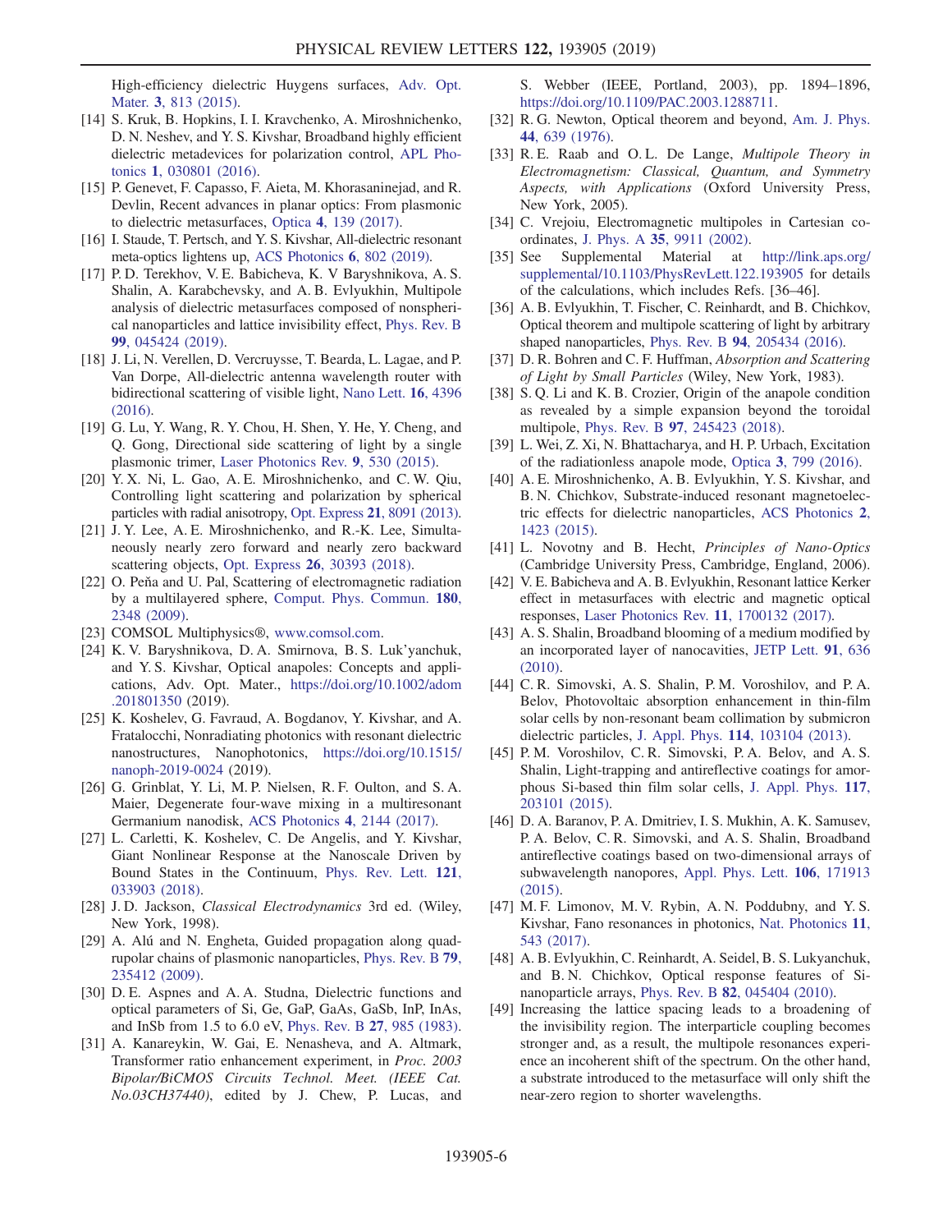High-efficiency dielectric Huygens surfaces, Adv. Opt. Mater. **3**, 813 (2015).

[14] S. Kruk, B. Hopkins, I. I. Kravchenko, A. Miroshnichenko, D. N. Neshev, and Y. S. Kivshar, Broadband highly efficient dielectric metadevices for polarization control, APL Photonics **1**, 030801 (2016).

[15] P. Genevet, F. Capasso, F. Aieta, M. Khorasaninejad, and R. Devlin, Recent advances in planar optics: From plasmonic to dielectric metasurfaces, Optica **4**, 139 (2017).

[16] I. Staude, T. Pertsch, and Y. S. Kivshar, All-dielectric resonant meta-optics lightens up, ACS Photonics **6**, 802 (2019).

[17] P. D. Terekhov, V. E. Babicheva, K. V Baryshnikova, A. S. Shalin, A. Karabchevsky, and A. B. Evlyukhin, Multipole analysis of dielectric metasurfaces composed of nonspherical nanoparticles and lattice invisibility effect, Phys. Rev. B **99**, 045424 (2019).

[18] J. Li, N. Verellen, D. Vercruysse, T. Bearda, L. Lagae, and P. Van Dorpe, All-dielectric antenna wavelength router with bidirectional scattering of visible light, Nano Lett. **16**, 4396 (2016).

[19] G. Lu, Y. Wang, R. Y. Chou, H. Shen, Y. He, Y. Cheng, and Q. Gong, Directional side scattering of light by a single plasmonic trimer, Laser Photonics Rev. **9**, 530 (2015).

[20] Y. X. Ni, L. Gao, A. E. Miroshnichenko, and C. W. Qiu, Controlling light scattering and polarization by spherical particles with radial anisotropy, Opt. Express **21**, 8091 (2013).

[21] J. Y. Lee, A. E. Miroshnichenko, and R.-K. Lee, Simultaneously nearly zero forward and nearly zero backward scattering objects, Opt. Express **26**, 30393 (2018).

[22] O. Peña and U. Pal, Scattering of electromagnetic radiation by a multilayered sphere, Comput. Phys. Commun. **180**, 2348 (2009).

[23] COMSOL Multiphysics®, www.comsol.com.

[24] K. V. Baryshnikova, D. A. Smirnova, B. S. Luk'yanchuk, and Y. S. Kivshar, Optical anapoles: Concepts and applications, Adv. Opt. Mater., https://doi.org/10.1002/adom.201801350 (2019).

[25] K. Koshelev, G. Favraud, A. Bogdanov, Y. Kivshar, and A. Fratalocchi, Nonradiating photonics with resonant dielectric nanostructures, Nanophotonics, https://doi.org/10.1515/nanoph-2019-0024 (2019).

[26] G. Grinblat, Y. Li, M. P. Nielsen, R. F. Oulton, and S. A. Maier, Degenerate four-wave mixing in a multiresonant Germanium nanodisk, ACS Photonics **4**, 2144 (2017).

[27] L. Carletti, K. Koshelev, C. De Angelis, and Y. Kivshar, Giant Nonlinear Response at the Nanoscale Driven by Bound States in the Continuum, Phys. Rev. Lett. **121**, 033903 (2018).

[28] J. D. Jackson, *Classical Electrodynamics* 3rd ed. (Wiley, New York, 1998).

[29] A. Alú and N. Engheta, Guided propagation along quadrupolar chains of plasmonic nanoparticles, Phys. Rev. B **79**, 235412 (2009).

[30] D. E. Aspnes and A. A. Studna, Dielectric functions and optical parameters of Si, Ge, GaP, GaAs, GaSb, InP, InAs, and InSb from 1.5 to 6.0 eV, Phys. Rev. B **27**, 985 (1983).

[31] A. Kanareykin, W. Gai, E. Nenasheva, and A. Altmark, Transformer ratio enhancement experiment, in *Proc. 2003 Bipolar/BiCMOS Circuits Technol. Meet. (IEEE Cat. No.03CH37440)*, edited by J. Chew, P. Lucas, and S. Webber (IEEE, Portland, 2003), pp. 1894–1896, https://doi.org/10.1109/PAC.2003.1288711.

[32] R. G. Newton, Optical theorem and beyond, Am. J. Phys. **44**, 639 (1976).

[33] R. E. Raab and O. L. De Lange, *Multipole Theory in Electromagnetism: Classical, Quantum, and Symmetry Aspects, with Applications* (Oxford University Press, New York, 2005).

[34] C. Vrejoiu, Electromagnetic multipoles in Cartesian coordinates, J. Phys. A **35**, 9911 (2002).

[35] See Supplemental Material at http://link.aps.org/supplemental/10.1103/PhysRevLett.122.193905 for details of the calculations, which includes Refs. [36–46].

[36] A. B. Evlyukhin, T. Fischer, C. Reinhardt, and B. Chichkov, Optical theorem and multipole scattering of light by arbitrary shaped nanoparticles, Phys. Rev. B **94**, 205434 (2016).

[37] D. R. Bohren and C. F. Huffman, *Absorption and Scattering of Light by Small Particles* (Wiley, New York, 1983).

[38] S. Q. Li and K. B. Crozier, Origin of the anapole condition as revealed by a simple expansion beyond the toroidal multipole, Phys. Rev. B **97**, 245423 (2018).

[39] L. Wei, Z. Xi, N. Bhattacharya, and H. P. Urbach, Excitation of the radiationless anapole mode, Optica **3**, 799 (2016).

[40] A. E. Miroshnichenko, A. B. Evlyukhin, Y. S. Kivshar, and B. N. Chichkov, Substrate-induced resonant magnetoelectric effects for dielectric nanoparticles, ACS Photonics **2**, 1423 (2015).

[41] L. Novotny and B. Hecht, *Principles of Nano-Optics* (Cambridge University Press, Cambridge, England, 2006).

[42] V. E. Babicheva and A. B. Evlyukhin, Resonant lattice Kerker effect in metasurfaces with electric and magnetic optical responses, Laser Photonics Rev. **11**, 1700132 (2017).

[43] A. S. Shalin, Broadband blooming of a medium modified by an incorporated layer of nanocavities, JETP Lett. **91**, 636 (2010).

[44] C. R. Simovski, A. S. Shalin, P. M. Voroshilov, and P. A. Belov, Photovoltaic absorption enhancement in thin-film solar cells by non-resonant beam collimation by submicron dielectric particles, J. Appl. Phys. **114**, 103104 (2013).

[45] P. M. Voroshilov, C. R. Simovski, P. A. Belov, and A. S. Shalin, Light-trapping and antireflective coatings for amorphous Si-based thin film solar cells, J. Appl. Phys. **117**, 203101 (2015).

[46] D. A. Baranov, P. A. Dmitriev, I. S. Mukhin, A. K. Samusev, P. A. Belov, C. R. Simovski, and A. S. Shalin, Broadband antireflective coatings based on two-dimensional arrays of subwavelength nanopores, Appl. Phys. Lett. **106**, 171913 (2015).

[47] M. F. Limonov, M. V. Rybin, A. N. Poddubny, and Y. S. Kivshar, Fano resonances in photonics, Nat. Photonics **11**, 543 (2017).

[48] A. B. Evlyukhin, C. Reinhardt, A. Seidel, B. S. Lukyanchuk, and B. N. Chichkov, Optical response features of Si-nanoparticle arrays, Phys. Rev. B **82**, 045404 (2010).

[49] Increasing the lattice spacing leads to a broadening of the invisibility region. The interparticle coupling becomes stronger and, as a result, the multipole resonances experience an incoherent shift of the spectrum. On the other hand, a substrate introduced to the metasurface will only shift the near-zero region to shorter wavelengths.